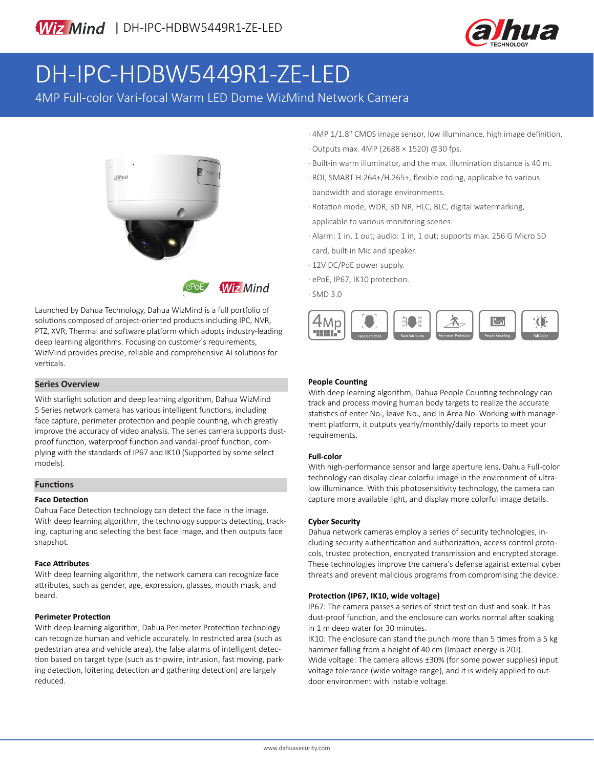WizMind | DH-IPC-HDBW5449R1-ZE-LED

# DH-IPC-HDBW5449R1-ZE-LED

4MP Full-color Vari-focal Warm LED Dome WizMind Network Camera

- 4MP 1/1.8" CMOS image sensor, low illuminance, high image definition.
- Outputs max. 4MP (2688 × 1520) @30 fps.
- Built-in warm illuminator, and the max. illumination distance is 40 m.
- ROI, SMART H.264+/H.265+, flexible coding, applicable to various bandwidth and storage environments.
- Rotation mode, WDR, 3D NR, HLC, BLC, digital watermarking, applicable to various monitoring scenes.
- Alarm: 1 in, 1 out; audio: 1 in, 1 out; supports max. 256 G Micro SD card, built-in Mic and speaker.
- 12V DC/PoE power supply.
- ePoE, IP67, IK10 protection.
- SMD 3.0

4MP | Face Detection | Face Attributes | Perimeter Protection | People Counting | Full Color

Launched by Dahua Technology, Dahua WizMind is a full portfolio of solutions composed of project-oriented products including IPC, NVR, PTZ, XVR, Thermal and software platform which adopts industry-leading deep learning algorithms. Focusing on customer's requirements, WizMind provides precise, reliable and comprehensive AI solutions for verticals.

## Series Overview

With starlight solution and deep learning algorithm, Dahua WizMind 5 Series network camera has various intelligent functions, including face capture, perimeter protection and people counting, which greatly improve the accuracy of video analysis. The series camera supports dust-proof function, waterproof function and vandal-proof function, complying with the standards of IP67 and IK10 (Supported by some select models).

## Functions

### Face Detection

Dahua Face Detection technology can detect the face in the image. With deep learning algorithm, the technology supports detecting, tracking, capturing and selecting the best face image, and then outputs face snapshot.

### Face Attributes

With deep learning algorithm, the network camera can recognize face attributes, such as gender, age, expression, glasses, mouth mask, and beard.

### Perimeter Protection

With deep learning algorithm, Dahua Perimeter Protection technology can recognize human and vehicle accurately. In restricted area (such as pedestrian area and vehicle area), the false alarms of intelligent detection based on target type (such as tripwire, intrusion, fast moving, parking detection, loitering detection and gathering detection) are largely reduced.

### People Counting

With deep learning algorithm, Dahua People Counting technology can track and process moving human body targets to realize the accurate statistics of enter No., leave No., and In Area No. Working with management platform, it outputs yearly/monthly/daily reports to meet your requirements.

### Full-color

With high-performance sensor and large aperture lens, Dahua Full-color technology can display clear colorful image in the environment of ultra-low illuminance. With this photosensitivity technology, the camera can capture more available light, and display more colorful image details.

### Cyber Security

Dahua network cameras employ a series of security technologies, including security authentication and authorization, access control protocols, trusted protection, encrypted transmission and encrypted storage. These technologies improve the camera's defense against external cyber threats and prevent malicious programs from compromising the device.

### Protection (IP67, IK10, wide voltage)

IP67: The camera passes a series of strict test on dust and soak. It has dust-proof function, and the enclosure can works normal after soaking in 1 m deep water for 30 minutes.

IK10: The enclosure can stand the punch more than 5 times from a 5 kg hammer falling from a height of 40 cm (Impact energy is 20J).

Wide voltage: The camera allows ±30% (for some power supplies) input voltage tolerance (wide voltage range), and it is widely applied to outdoor environment with instable voltage.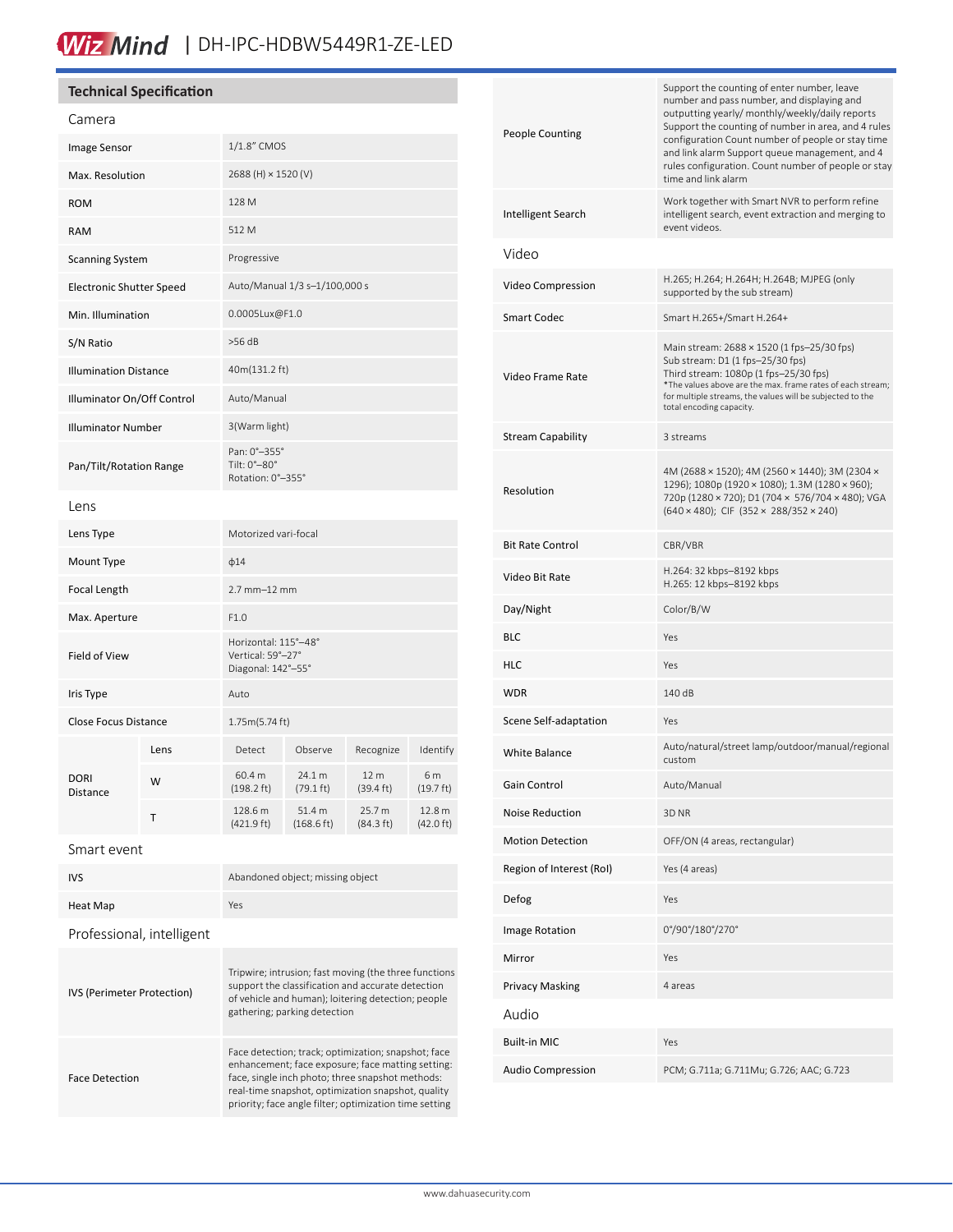# WizMind | DH-IPC-HDBW5449R1-ZE-LED

## Technical Specification

### Camera

| | |
|---|---|
| Image Sensor | 1/1.8" CMOS |
| Max. Resolution | 2688 (H) × 1520 (V) |
| ROM | 128 M |
| RAM | 512 M |
| Scanning System | Progressive |
| Electronic Shutter Speed | Auto/Manual 1/3 s–1/100,000 s |
| Min. Illumination | 0.0005Lux@F1.0 |
| S/N Ratio | >56 dB |
| Illumination Distance | 40m(131.2 ft) |
| Illuminator On/Off Control | Auto/Manual |
| Illuminator Number | 3(Warm light) |
| Pan/Tilt/Rotation Range | Pan: 0°–355°<br>Tilt: 0°–80°<br>Rotation: 0°–355° |

### Lens

| | |
|---|---|
| Lens Type | Motorized vari-focal |
| Mount Type | ϕ14 |
| Focal Length | 2.7 mm–12 mm |
| Max. Aperture | F1.0 |
| Field of View | Horizontal: 115°–48°<br>Vertical: 59°–27°<br>Diagonal: 142°–55° |
| Iris Type | Auto |
| Close Focus Distance | 1.75m(5.74 ft) |

| DORI Distance | Lens | Detect | Observe | Recognize | Identify |
|---|---|---|---|---|---|
| | W | 60.4 m (198.2 ft) | 24.1 m (79.1 ft) | 12 m (39.4 ft) | 6 m (19.7 ft) |
| | T | 128.6 m (421.9 ft) | 51.4 m (168.6 ft) | 25.7 m (84.3 ft) | 12.8 m (42.0 ft) |

### Smart event

| | |
|---|---|
| IVS | Abandoned object; missing object |
| Heat Map | Yes |

### Professional, intelligent

| | |
|---|---|
| IVS (Perimeter Protection) | Tripwire; intrusion; fast moving (the three functions support the classification and accurate detection of vehicle and human); loitering detection; people gathering; parking detection |
| Face Detection | Face detection; track; optimization; snapshot; face enhancement; face exposure; face matting setting: face, single inch photo; three snapshot methods: real-time snapshot, optimization snapshot, quality priority; face angle filter; optimization time setting |
| People Counting | Support the counting of enter number, leave number and pass number, and displaying and outputting yearly/ monthly/weekly/daily reports Support the counting of number in area, and 4 rules configuration Count number of people or stay time and link alarm Support queue management, and 4 rules configuration. Count number of people or stay time and link alarm |
| Intelligent Search | Work together with Smart NVR to perform refine intelligent search, event extraction and merging to event videos. |

### Video

| | |
|---|---|
| Video Compression | H.265; H.264; H.264H; H.264B; MJPEG (only supported by the sub stream) |
| Smart Codec | Smart H.265+/Smart H.264+ |
| Video Frame Rate | Main stream: 2688 × 1520 (1 fps–25/30 fps)<br>Sub stream: D1 (1 fps–25/30 fps)<br>Third stream: 1080p (1 fps–25/30 fps)<br>*The values above are the max. frame rates of each stream; for multiple streams, the values will be subjected to the total encoding capacity. |
| Stream Capability | 3 streams |
| Resolution | 4M (2688 × 1520); 4M (2560 × 1440); 3M (2304 × 1296); 1080p (1920 × 1080); 1.3M (1280 × 960); 720p (1280 × 720); D1 (704 × 576/704 × 480); VGA (640 × 480); CIF (352 × 288/352 × 240) |
| Bit Rate Control | CBR/VBR |
| Video Bit Rate | H.264: 32 kbps–8192 kbps<br>H.265: 12 kbps–8192 kbps |
| Day/Night | Color/B/W |
| BLC | Yes |
| HLC | Yes |
| WDR | 140 dB |
| Scene Self-adaptation | Yes |
| White Balance | Auto/natural/street lamp/outdoor/manual/regional custom |
| Gain Control | Auto/Manual |
| Noise Reduction | 3D NR |
| Motion Detection | OFF/ON (4 areas, rectangular) |
| Region of Interest (RoI) | Yes (4 areas) |
| Defog | Yes |
| Image Rotation | 0°/90°/180°/270° |
| Mirror | Yes |
| Privacy Masking | 4 areas |

### Audio

| | |
|---|---|
| Built-in MIC | Yes |
| Audio Compression | PCM; G.711a; G.711Mu; G.726; AAC; G.723 |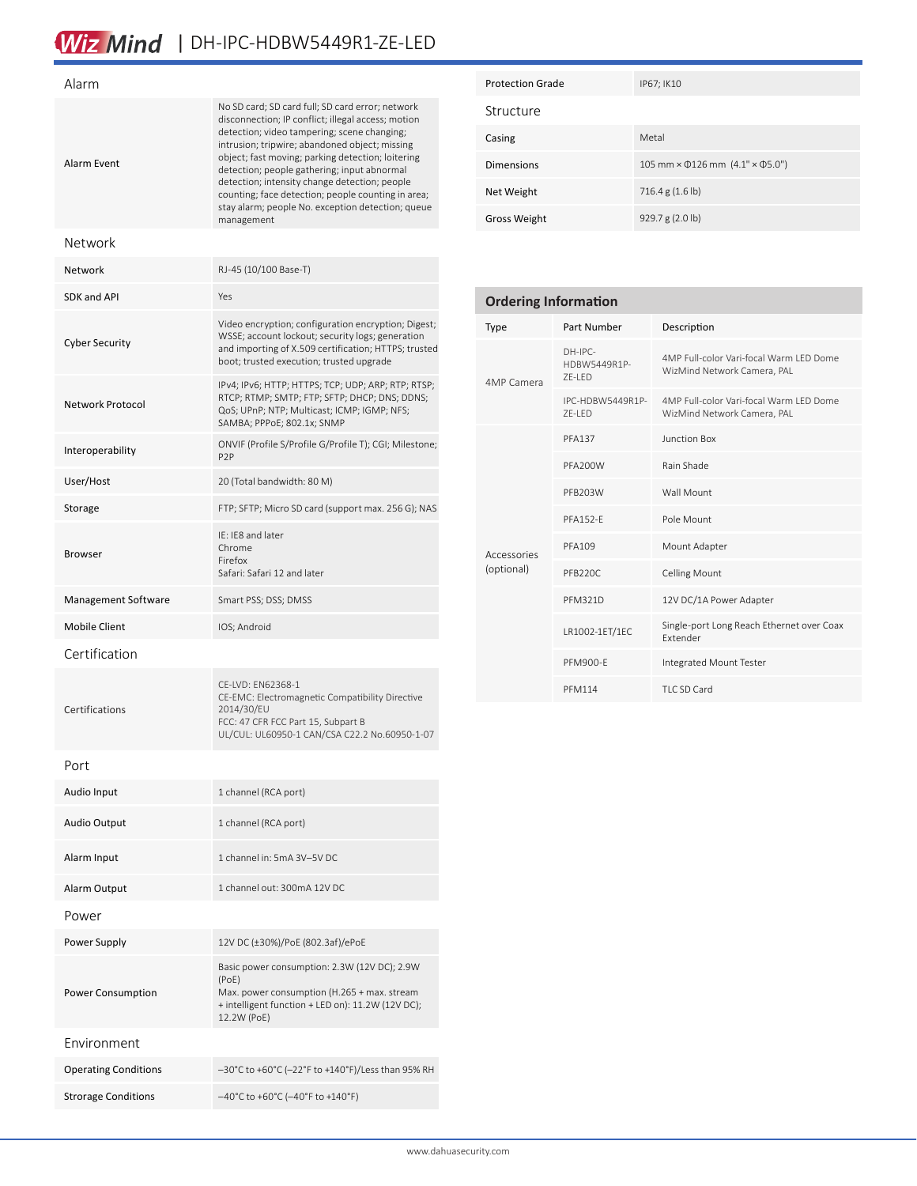## Alarm

| | |
|---|---|
| Alarm Event | No SD card; SD card full; SD card error; network disconnection; IP conflict; illegal access; motion detection; video tampering; scene changing; intrusion; tripwire; abandoned object; missing object; fast moving; parking detection; loitering detection; people gathering; input abnormal detection; intensity change detection; people counting; face detection; people counting in area; stay alarm; people No. exception detection; queue management |

## Network

| | |
|---|---|
| Network | RJ-45 (10/100 Base-T) |
| SDK and API | Yes |
| Cyber Security | Video encryption; configuration encryption; Digest; WSSE; account lockout; security logs; generation and importing of X.509 certification; HTTPS; trusted boot; trusted execution; trusted upgrade |
| Network Protocol | IPv4; IPv6; HTTP; HTTPS; TCP; UDP; ARP; RTP; RTSP; RTCP; RTMP; SMTP; FTP; SFTP; DHCP; DNS; DDNS; QoS; UPnP; NTP; Multicast; ICMP; IGMP; NFS; SAMBA; PPPoE; 802.1x; SNMP |
| Interoperability | ONVIF (Profile S/Profile G/Profile T); CGI; Milestone; P2P |
| User/Host | 20 (Total bandwidth: 80 M) |
| Storage | FTP; SFTP; Micro SD card (support max. 256 G); NAS |
| Browser | IE: IE8 and later<br>Chrome<br>Firefox<br>Safari: Safari 12 and later |
| Management Software | Smart PSS; DSS; DMSS |
| Mobile Client | IOS; Android |

## Certification

| | |
|---|---|
| Certifications | CE-LVD: EN62368-1<br>CE-EMC: Electromagnetic Compatibility Directive 2014/30/EU<br>FCC: 47 CFR FCC Part 15, Subpart B<br>UL/CUL: UL60950-1 CAN/CSA C22.2 No.60950-1-07 |

## Port

| | |
|---|---|
| Audio Input | 1 channel (RCA port) |
| Audio Output | 1 channel (RCA port) |
| Alarm Input | 1 channel in: 5mA 3V–5V DC |
| Alarm Output | 1 channel out: 300mA 12V DC |

## Power

| | |
|---|---|
| Power Supply | 12V DC (±30%)/PoE (802.3af)/ePoE |
| Power Consumption | Basic power consumption: 2.3W (12V DC); 2.9W (PoE)<br>Max. power consumption (H.265 + max. stream + intelligent function + LED on): 11.2W (12V DC); 12.2W (PoE) |

## Environment

| | |
|---|---|
| Operating Conditions | –30°C to +60°C (–22°F to +140°F)/Less than 95% RH |
| Strorage Conditions | –40°C to +60°C (–40°F to +140°F) |
| Protection Grade | IP67; IK10 |

## Structure

| | |
|---|---|
| Casing | Metal |
| Dimensions | 105 mm × Φ126 mm (4.1" × Φ5.0") |
| Net Weight | 716.4 g (1.6 lb) |
| Gross Weight | 929.7 g (2.0 lb) |

## Ordering Information

| Type | Part Number | Description |
|---|---|---|
| 4MP Camera | DH-IPC-HDBW5449R1P-ZE-LED | 4MP Full-color Vari-focal Warm LED Dome WizMind Network Camera, PAL |
| | IPC-HDBW5449R1P-ZE-LED | 4MP Full-color Vari-focal Warm LED Dome WizMind Network Camera, PAL |
| Accessories (optional) | PFA137 | Junction Box |
| | PFA200W | Rain Shade |
| | PFB203W | Wall Mount |
| | PFA152-E | Pole Mount |
| | PFA109 | Mount Adapter |
| | PFB220C | Celling Mount |
| | PFM321D | 12V DC/1A Power Adapter |
| | LR1002-1ET/1EC | Single-port Long Reach Ethernet over Coax Extender |
| | PFM900-E | Integrated Mount Tester |
| | PFM114 | TLC SD Card |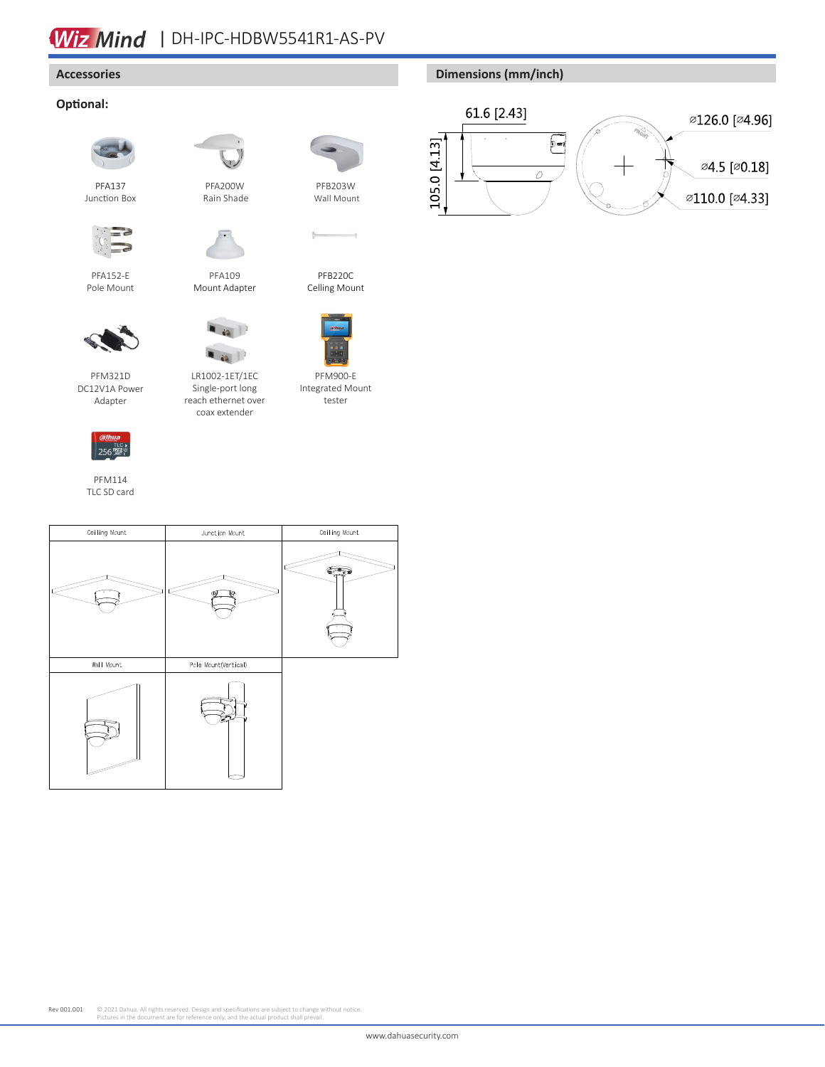## Accessories

### Optional:

PFA137
Junction Box

PFA200W
Rain Shade

PFB203W
Wall Mount

PFA152-E
Pole Mount

PFA109
Mount Adapter

PFB220C
Celling Mount

PFM321D
DC12V1A Power Adapter

LR1002-1ET/1EC
Single-port long reach ethernet over coax extender

PFM900-E
Integrated Mount tester

PFM114
TLC SD card

| Ceiling Mount | Junction Mount | Ceiling Mount |
|---|---|---|
| Wall Mount | Pole Mount(Vertical) | |

## Dimensions (mm/inch)

61.6 [2.43]

105.0 [4.13]

⌀126.0 [⌀4.96]

⌀4.5 [⌀0.18]

⌀110.0 [⌀4.33]

Rev 001.001 © 2021 Dahua. All rights reserved. Design and specifications are subject to change without notice.
Pictures in the document are for reference only, and the actual product shall prevail.